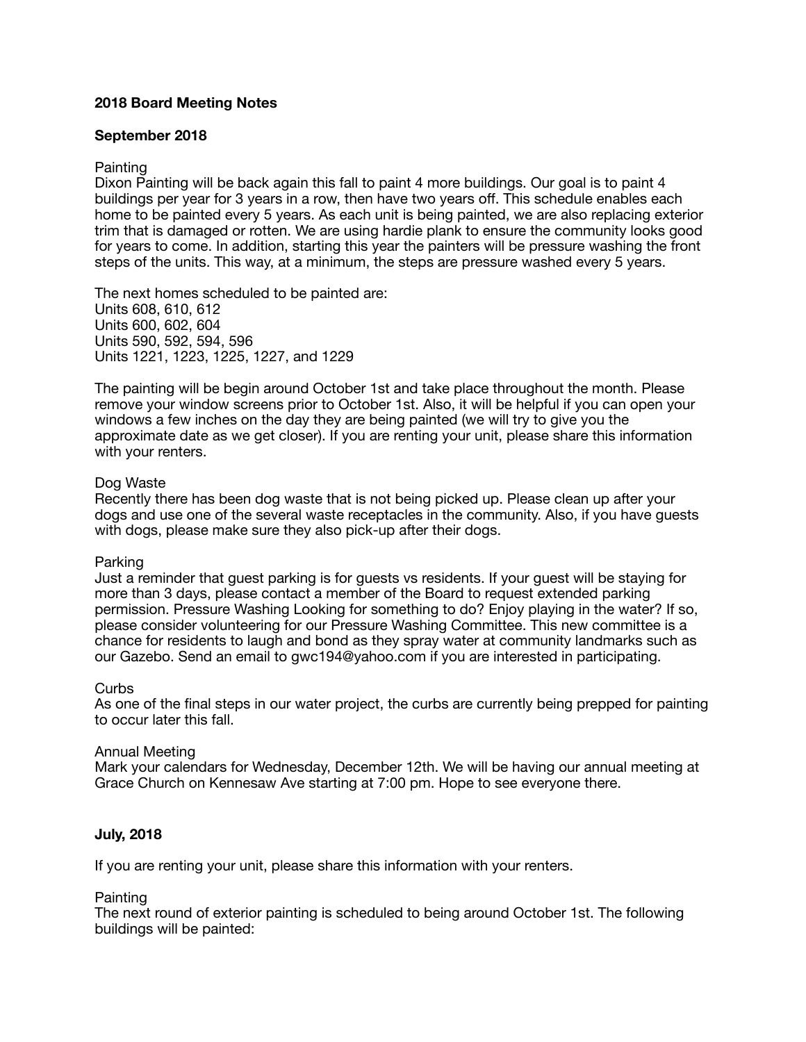**2018 Board Meeting Notes**

**September 2018**

Painting
Dixon Painting will be back again this fall to paint 4 more buildings. Our goal is to paint 4 buildings per year for 3 years in a row, then have two years off. This schedule enables each home to be painted every 5 years. As each unit is being painted, we are also replacing exterior trim that is damaged or rotten. We are using hardie plank to ensure the community looks good for years to come. In addition, starting this year the painters will be pressure washing the front steps of the units. This way, at a minimum, the steps are pressure washed every 5 years.

The next homes scheduled to be painted are:
Units 608, 610, 612
Units 600, 602, 604
Units 590, 592, 594, 596
Units 1221, 1223, 1225, 1227, and 1229

The painting will be begin around October 1st and take place throughout the month. Please remove your window screens prior to October 1st. Also, it will be helpful if you can open your windows a few inches on the day they are being painted (we will try to give you the approximate date as we get closer). If you are renting your unit, please share this information with your renters.

Dog Waste
Recently there has been dog waste that is not being picked up. Please clean up after your dogs and use one of the several waste receptacles in the community. Also, if you have guests with dogs, please make sure they also pick-up after their dogs.

Parking
Just a reminder that guest parking is for guests vs residents. If your guest will be staying for more than 3 days, please contact a member of the Board to request extended parking permission. Pressure Washing Looking for something to do? Enjoy playing in the water? If so, please consider volunteering for our Pressure Washing Committee. This new committee is a chance for residents to laugh and bond as they spray water at community landmarks such as our Gazebo. Send an email to gwc194@yahoo.com if you are interested in participating.

Curbs
As one of the final steps in our water project, the curbs are currently being prepped for painting to occur later this fall.

Annual Meeting
Mark your calendars for Wednesday, December 12th. We will be having our annual meeting at Grace Church on Kennesaw Ave starting at 7:00 pm. Hope to see everyone there.

**July, 2018**

If you are renting your unit, please share this information with your renters.

Painting
The next round of exterior painting is scheduled to being around October 1st. The following buildings will be painted: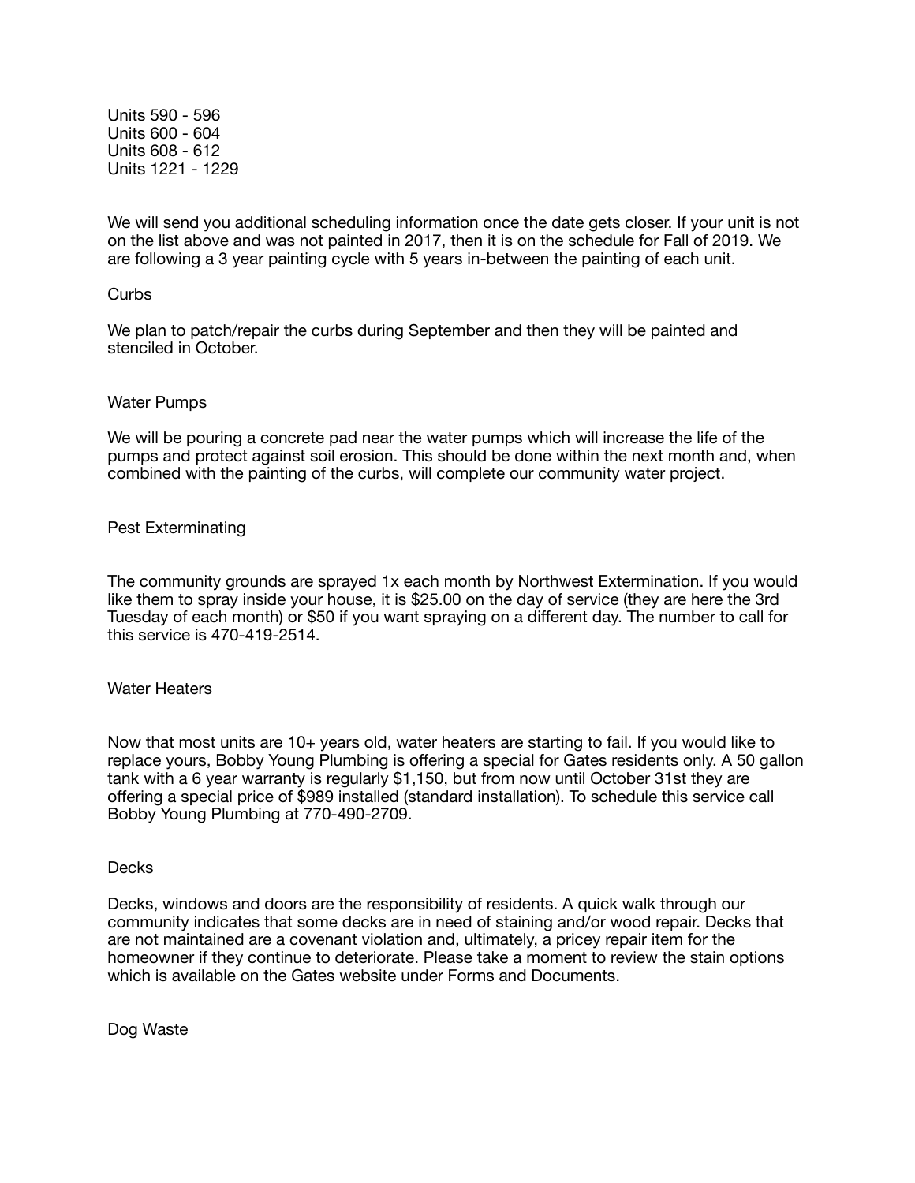Units 590 - 596
Units 600 - 604
Units 608 - 612
Units 1221 - 1229

We will send you additional scheduling information once the date gets closer. If your unit is not on the list above and was not painted in 2017, then it is on the schedule for Fall of 2019. We are following a 3 year painting cycle with 5 years in-between the painting of each unit.

## Curbs

We plan to patch/repair the curbs during September and then they will be painted and stenciled in October.

## Water Pumps

We will be pouring a concrete pad near the water pumps which will increase the life of the pumps and protect against soil erosion. This should be done within the next month and, when combined with the painting of the curbs, will complete our community water project.

## Pest Exterminating

The community grounds are sprayed 1x each month by Northwest Extermination. If you would like them to spray inside your house, it is $25.00 on the day of service (they are here the 3rd Tuesday of each month) or $50 if you want spraying on a different day. The number to call for this service is 470-419-2514.

## Water Heaters

Now that most units are 10+ years old, water heaters are starting to fail. If you would like to replace yours, Bobby Young Plumbing is offering a special for Gates residents only. A 50 gallon tank with a 6 year warranty is regularly $1,150, but from now until October 31st they are offering a special price of $989 installed (standard installation). To schedule this service call Bobby Young Plumbing at 770-490-2709.

## Decks

Decks, windows and doors are the responsibility of residents. A quick walk through our community indicates that some decks are in need of staining and/or wood repair. Decks that are not maintained are a covenant violation and, ultimately, a pricey repair item for the homeowner if they continue to deteriorate. Please take a moment to review the stain options which is available on the Gates website under Forms and Documents.

## Dog Waste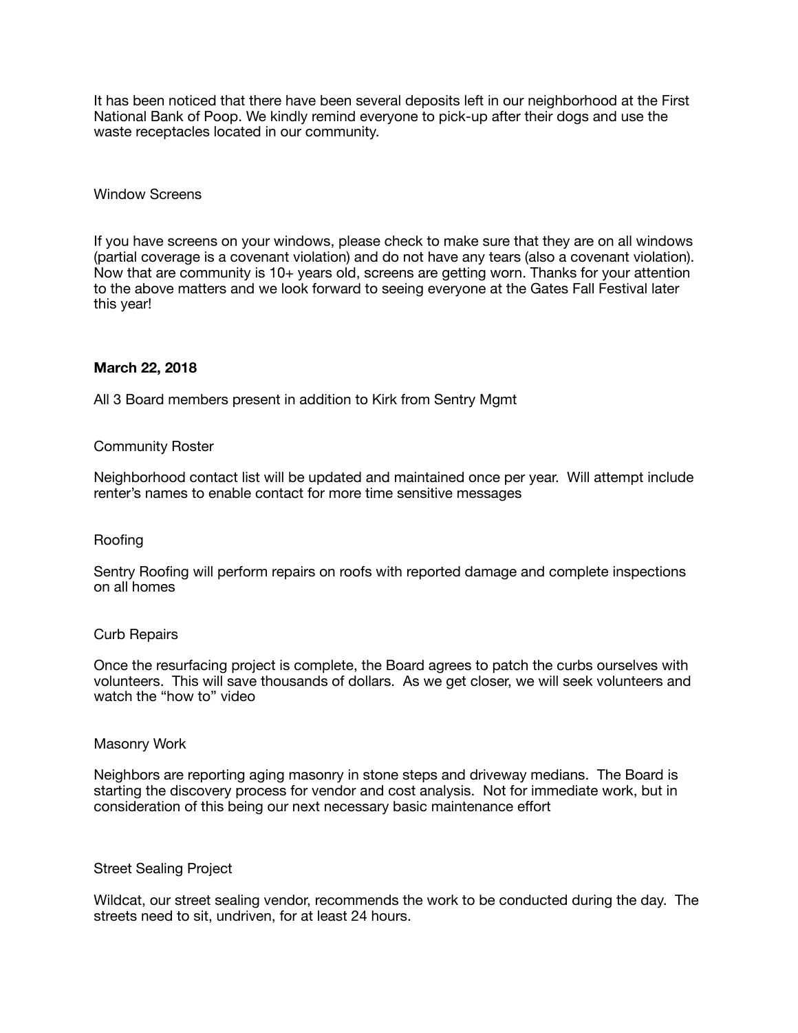It has been noticed that there have been several deposits left in our neighborhood at the First National Bank of Poop. We kindly remind everyone to pick-up after their dogs and use the waste receptacles located in our community.

Window Screens

If you have screens on your windows, please check to make sure that they are on all windows (partial coverage is a covenant violation) and do not have any tears (also a covenant violation). Now that are community is 10+ years old, screens are getting worn. Thanks for your attention to the above matters and we look forward to seeing everyone at the Gates Fall Festival later this year!

**March 22, 2018**

All 3 Board members present in addition to Kirk from Sentry Mgmt

Community Roster

Neighborhood contact list will be updated and maintained once per year. Will attempt include renter's names to enable contact for more time sensitive messages

Roofing

Sentry Roofing will perform repairs on roofs with reported damage and complete inspections on all homes

Curb Repairs

Once the resurfacing project is complete, the Board agrees to patch the curbs ourselves with volunteers. This will save thousands of dollars. As we get closer, we will seek volunteers and watch the "how to" video

Masonry Work

Neighbors are reporting aging masonry in stone steps and driveway medians. The Board is starting the discovery process for vendor and cost analysis. Not for immediate work, but in consideration of this being our next necessary basic maintenance effort

Street Sealing Project

Wildcat, our street sealing vendor, recommends the work to be conducted during the day. The streets need to sit, undriven, for at least 24 hours.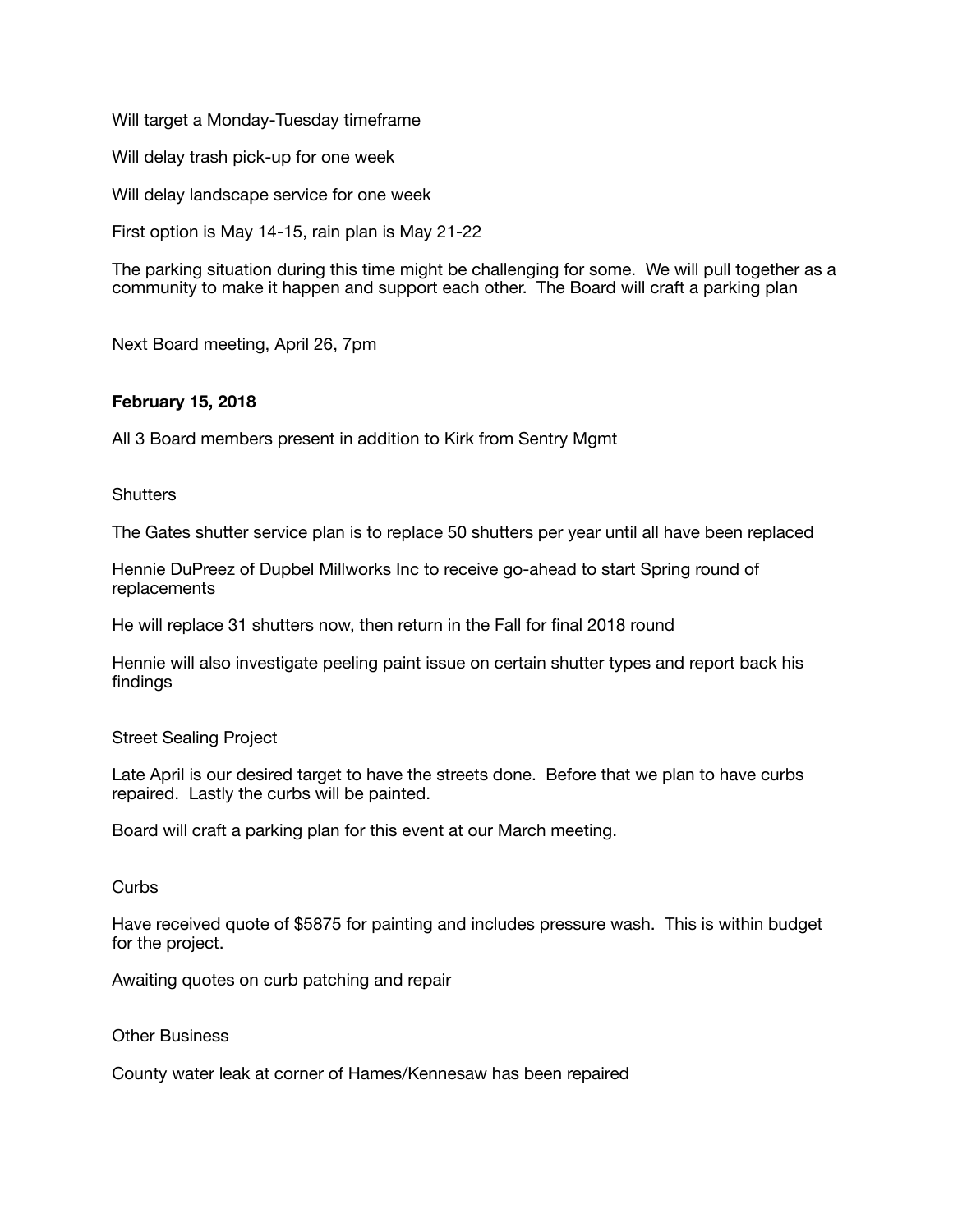Will target a Monday-Tuesday timeframe

Will delay trash pick-up for one week

Will delay landscape service for one week

First option is May 14-15, rain plan is May 21-22

The parking situation during this time might be challenging for some. We will pull together as a community to make it happen and support each other. The Board will craft a parking plan

Next Board meeting, April 26, 7pm

**February 15, 2018**

All 3 Board members present in addition to Kirk from Sentry Mgmt

Shutters

The Gates shutter service plan is to replace 50 shutters per year until all have been replaced

Hennie DuPreez of Dupbel Millworks Inc to receive go-ahead to start Spring round of replacements

He will replace 31 shutters now, then return in the Fall for final 2018 round

Hennie will also investigate peeling paint issue on certain shutter types and report back his findings

Street Sealing Project

Late April is our desired target to have the streets done. Before that we plan to have curbs repaired. Lastly the curbs will be painted.

Board will craft a parking plan for this event at our March meeting.

Curbs

Have received quote of $5875 for painting and includes pressure wash. This is within budget for the project.

Awaiting quotes on curb patching and repair

Other Business

County water leak at corner of Hames/Kennesaw has been repaired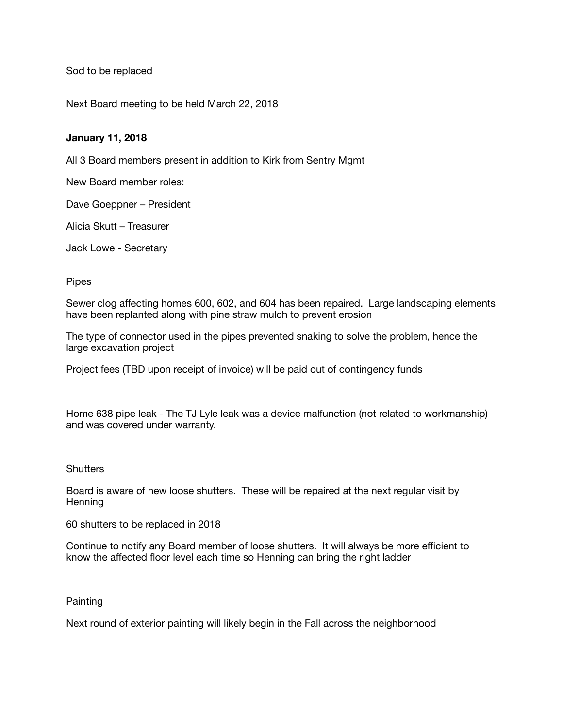Sod to be replaced

Next Board meeting to be held March 22, 2018

**January 11, 2018**

All 3 Board members present in addition to Kirk from Sentry Mgmt

New Board member roles:

Dave Goeppner – President

Alicia Skutt – Treasurer

Jack Lowe - Secretary

Pipes

Sewer clog affecting homes 600, 602, and 604 has been repaired. Large landscaping elements have been replanted along with pine straw mulch to prevent erosion

The type of connector used in the pipes prevented snaking to solve the problem, hence the large excavation project

Project fees (TBD upon receipt of invoice) will be paid out of contingency funds

Home 638 pipe leak - The TJ Lyle leak was a device malfunction (not related to workmanship) and was covered under warranty.

Shutters

Board is aware of new loose shutters. These will be repaired at the next regular visit by Henning

60 shutters to be replaced in 2018

Continue to notify any Board member of loose shutters. It will always be more efficient to know the affected floor level each time so Henning can bring the right ladder

Painting

Next round of exterior painting will likely begin in the Fall across the neighborhood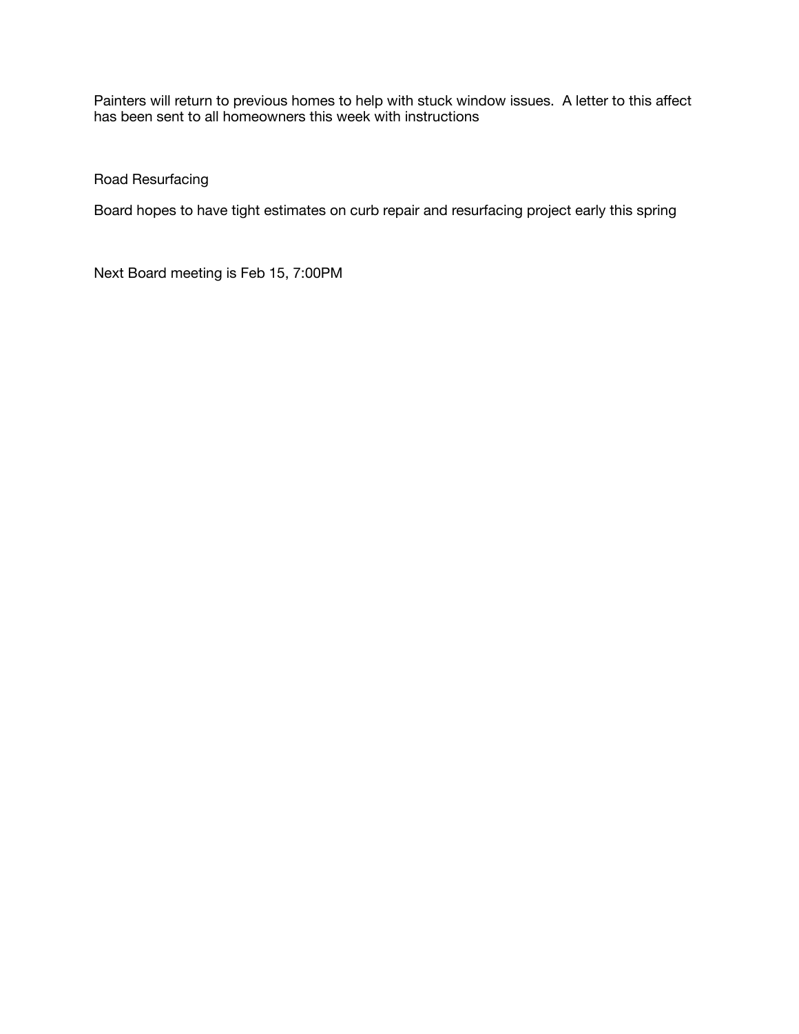Painters will return to previous homes to help with stuck window issues.  A letter to this affect has been sent to all homeowners this week with instructions

Road Resurfacing

Board hopes to have tight estimates on curb repair and resurfacing project early this spring

Next Board meeting is Feb 15, 7:00PM